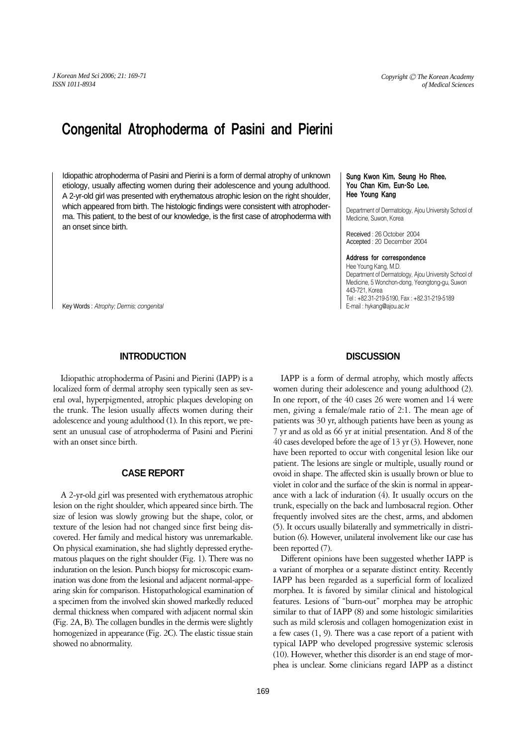# Congenital Atrophoderma of Pasini and Pierini

Idiopathic atrophoderma of Pasini and Pierini is a form of dermal atrophy of unknown etiology, usually affecting women during their adolescence and young adulthood. A 2-yr-old girl was presented with erythematous atrophic lesion on the right shoulder, which appeared from birth. The histologic findings were consistent with atrophoderma. This patient, to the best of our knowledge, is the first case of atrophoderma with an onset since birth.

Key Words : *Atrophy; Dermis; congenital*

**Sung Kwon Kim, Seung Ho Rhee, You Chan Kim, Eun-So Lee, Hee Young Kang**

Department of Dermatology, Ajou University School of Medicine, Suwon, Korea

Received : 26 October 2004
Accepted : 20 December 2004

**Address for correspondence**
Hee Young Kang, M.D.
Department of Dermatology, Ajou University School of Medicine, 5 Wonchon-dong, Yeongtong-gu, Suwon 443-721, Korea
Tel : +82.31-219-5190, Fax : +82.31-219-5189
E-mail : hykang@ajou.ac.kr

## INTRODUCTION

Idiopathic atrophoderma of Pasini and Pierini (IAPP) is a localized form of dermal atrophy seen typically seen as several oval, hyperpigmented, atrophic plaques developing on the trunk. The lesion usually affects women during their adolescence and young adulthood (1). In this report, we present an unusual case of atrophoderma of Pasini and Pierini with an onset since birth.

## CASE REPORT

A 2-yr-old girl was presented with erythematous atrophic lesion on the right shoulder, which appeared since birth. The size of lesion was slowly growing but the shape, color, or texture of the lesion had not changed since first being discovered. Her family and medical history was unremarkable. On physical examination, she had slightly depressed erythematous plaques on the right shoulder (Fig. 1). There was no induration on the lesion. Punch biopsy for microscopic examination was done from the lesional and adjacent normal-appearing skin for comparison. Histopathological examination of a specimen from the involved skin showed markedly reduced dermal thickness when compared with adjacent normal skin (Fig. 2A, B). The collagen bundles in the dermis were slightly homogenized in appearance (Fig. 2C). The elastic tissue stain showed no abnormality.

## DISCUSSION

IAPP is a form of dermal atrophy, which mostly affects women during their adolescence and young adulthood (2). In one report, of the 40 cases 26 were women and 14 were men, giving a female/male ratio of 2:1. The mean age of patients was 30 yr, although patients have been as young as 7 yr and as old as 66 yr at initial presentation. And 8 of the 40 cases developed before the age of 13 yr (3). However, none have been reported to occur with congenital lesion like our patient. The lesions are single or multiple, usually round or ovoid in shape. The affected skin is usually brown or blue to violet in color and the surface of the skin is normal in appearance with a lack of induration (4). It usually occurs on the trunk, especially on the back and lumbosacral region. Other frequently involved sites are the chest, arms, and abdomen (5). It occurs usually bilaterally and symmetrically in distribution (6). However, unilateral involvement like our case has been reported (7).

Different opinions have been suggested whether IAPP is a variant of morphea or a separate distinct entity. Recently IAPP has been regarded as a superficial form of localized morphea. It is favored by similar clinical and histological features. Lesions of "burn-out" morphea may be atrophic similar to that of IAPP (8) and some histologic similarities such as mild sclerosis and collagen homogenization exist in a few cases (1, 9). There was a case report of a patient with typical IAPP who developed progressive systemic sclerosis (10). However, whether this disorder is an end stage of morphea is unclear. Some clinicians regard IAPP as a distinct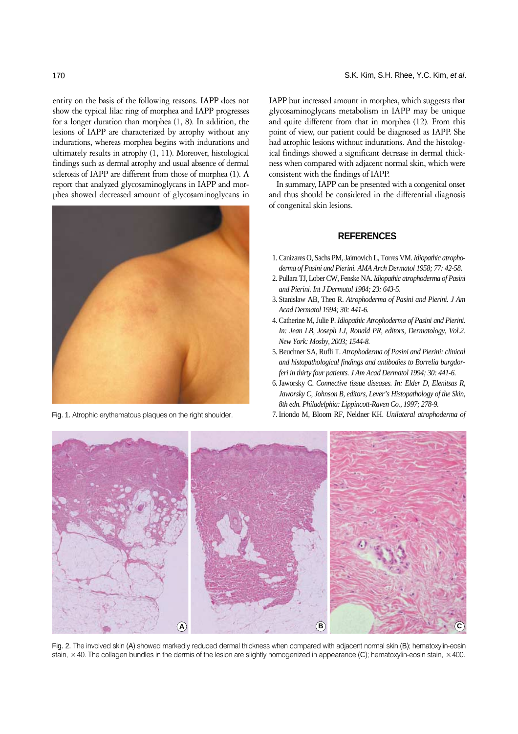entity on the basis of the following reasons. IAPP does not show the typical lilac ring of morphea and IAPP progresses for a longer duration than morphea (1, 8). In addition, the lesions of IAPP are characterized by atrophy without any indurations, whereas morphea begins with indurations and ultimately results in atrophy (1, 11). Moreover, histological findings such as dermal atrophy and usual absence of dermal sclerosis of IAPP are different from those of morphea (1). A report that analyzed glycosaminoglycans in IAPP and morphea showed decreased amount of glycosaminoglycans in IAPP but increased amount in morphea, which suggests that glycosaminoglycans metabolism in IAPP may be unique and quite different from that in morphea (12). From this point of view, our patient could be diagnosed as IAPP. She had atrophic lesions without indurations. And the histological findings showed a significant decrease in dermal thickness when compared with adjacent normal skin, which were consistent with the findings of IAPP.

In summary, IAPP can be presented with a congenital onset and thus should be considered in the differential diagnosis of congenital skin lesions.

Fig. 1. Atrophic erythematous plaques on the right shoulder.

## REFERENCES

1. Canizares O, Sachs PM, Jaimovich L, Torres VM. *Idiopathic atrophoderma of Pasini and Pierini. AMA Arch Dermatol 1958; 77: 42-58.*
2. Pullara TJ, Lober CW, Fenske NA. *Idiopathic atrophoderma of Pasini and Pierini. Int J Dermatol 1984; 23: 643-5.*
3. Stanislaw AB, Theo R. *Atrophoderma of Pasini and Pierini. J Am Acad Dermatol 1994; 30: 441-6.*
4. Catherine M, Julie P. *Idiopathic Atrophoderma of Pasini and Pierini. In: Jean LB, Joseph LJ, Ronald PR, editors, Dermatology, Vol.2. New York: Mosby, 2003; 1544-8.*
5. Beuchner SA, Rufli T. *Atrophoderma of Pasini and Pierini: clinical and histopathological findings and antibodies to Borrelia burgdorferi in thirty four patients. J Am Acad Dermatol 1994; 30: 441-6.*
6. Jaworsky C. *Connective tissue diseases. In: Elder D, Elenitsas R, Jaworsky C, Johnson B, editors, Lever's Histopathology of the Skin, 8th edn. Philadelphia: Lippincott-Raven Co., 1997; 278-9.*
7. Iriondo M, Bloom RF, Neldner KH. *Unilateral atrophoderma of*

Fig. 2. The involved skin (A) showed markedly reduced dermal thickness when compared with adjacent normal skin (B); hematoxylin-eosin stain, ×40. The collagen bundles in the dermis of the lesion are slightly homogenized in appearance (C); hematoxylin-eosin stain, ×400.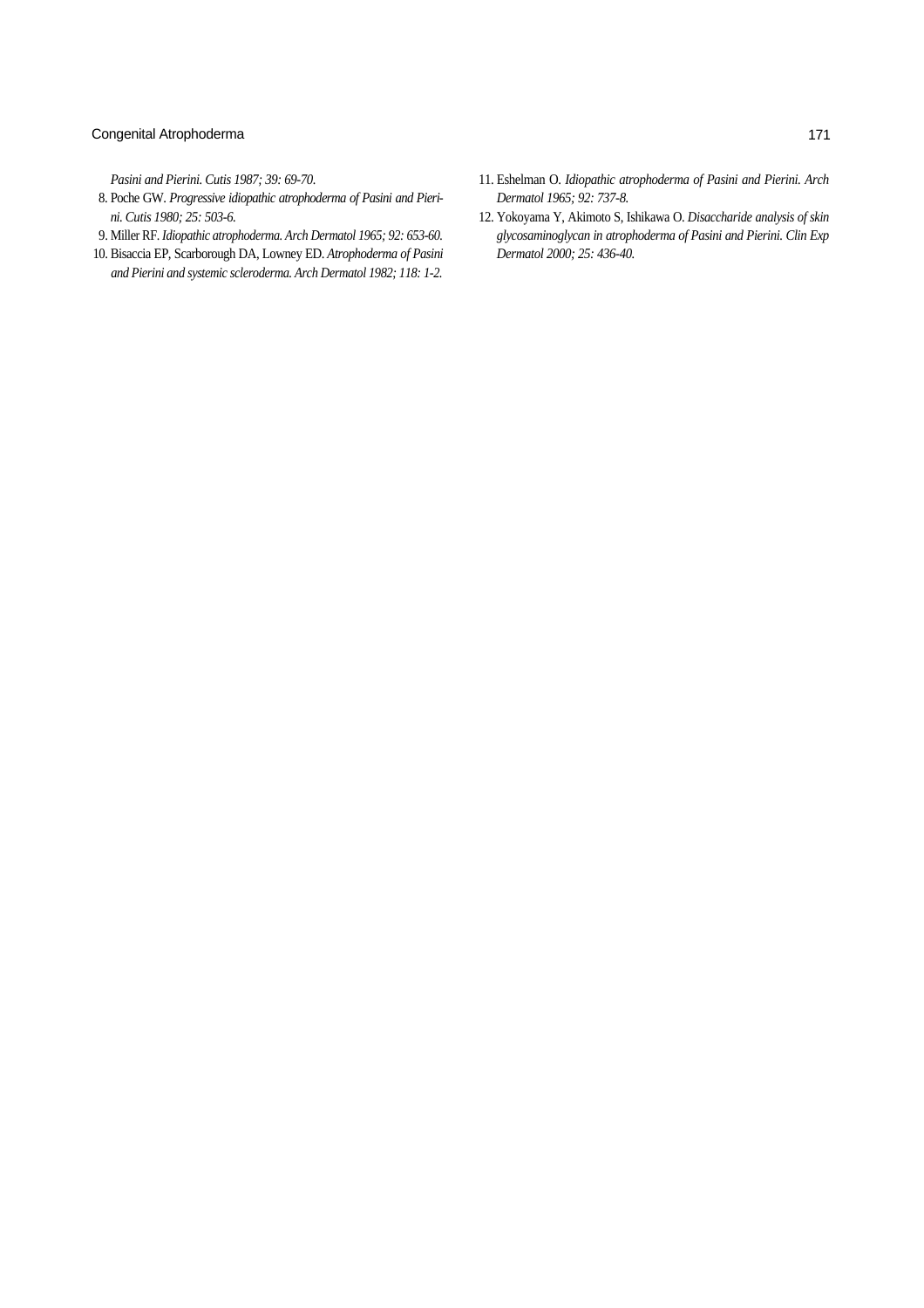*Pasini and Pierini. Cutis 1987; 39: 69-70.*

8. Poche GW. *Progressive idiopathic atrophoderma of Pasini and Pierini. Cutis 1980; 25: 503-6.*
9. Miller RF. *Idiopathic atrophoderma. Arch Dermatol 1965; 92: 653-60.*
10. Bisaccia EP, Scarborough DA, Lowney ED. *Atrophoderma of Pasini and Pierini and systemic scleroderma. Arch Dermatol 1982; 118: 1-2.*
11. Eshelman O. *Idiopathic atrophoderma of Pasini and Pierini. Arch Dermatol 1965; 92: 737-8.*
12. Yokoyama Y, Akimoto S, Ishikawa O. *Disaccharide analysis of skin glycosaminoglycan in atrophoderma of Pasini and Pierini. Clin Exp Dermatol 2000; 25: 436-40.*